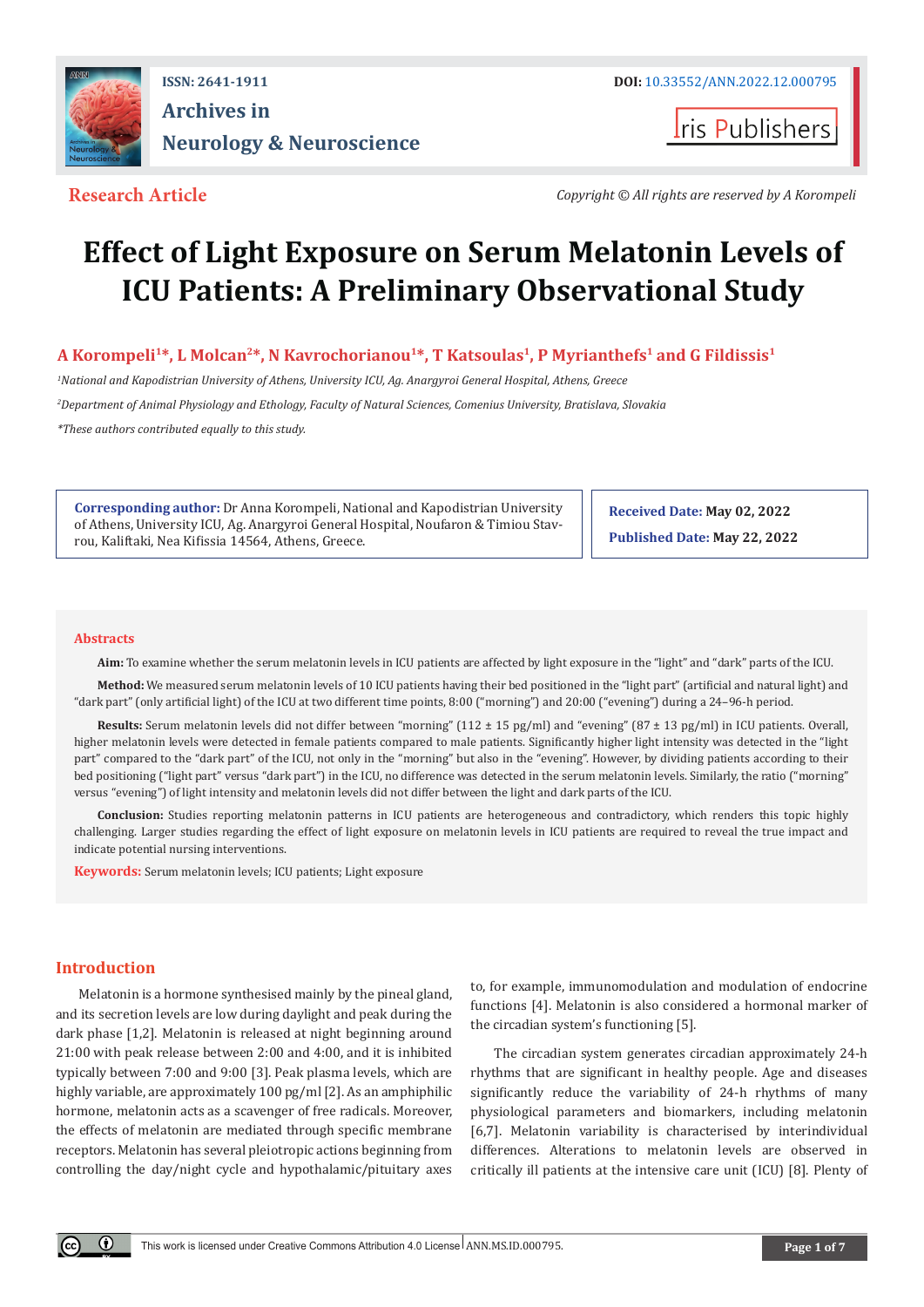**Research Article**

*Copyright © All rights are reserved by A Korompeli*

# Effect of Light Exposure on Serum Melatonin Levels of ICU Patients: A Preliminary Observational Study

**A Korompeli[1]*, L Molcan[2]*, N Kavrochorianou[1]*, T Katsoulas[1], P Myrianthefs[1] and G Fildissis[1]**

*[1]National and Kapodistrian University of Athens, University ICU, Ag. Anargyroi General Hospital, Athens, Greece*

*[2]Department of Animal Physiology and Ethology, Faculty of Natural Sciences, Comenius University, Bratislava, Slovakia*

*\*These authors contributed equally to this study.*

**Corresponding author:** Dr Anna Korompeli, National and Kapodistrian University of Athens, University ICU, Ag. Anargyroi General Hospital, Noufaron & Timiou Stavrou, Kaliftaki, Nea Kifissia 14564, Athens, Greece.

**Received Date:** May 02, 2022

**Published Date:** May 22, 2022

## Abstracts

**Aim:** To examine whether the serum melatonin levels in ICU patients are affected by light exposure in the "light" and "dark" parts of the ICU.

**Method:** We measured serum melatonin levels of 10 ICU patients having their bed positioned in the "light part" (artificial and natural light) and "dark part" (only artificial light) of the ICU at two different time points, 8:00 ("morning") and 20:00 ("evening") during a 24–96-h period.

**Results:** Serum melatonin levels did not differ between "morning" (112 ± 15 pg/ml) and "evening" (87 ± 13 pg/ml) in ICU patients. Overall, higher melatonin levels were detected in female patients compared to male patients. Significantly higher light intensity was detected in the "light part" compared to the "dark part" of the ICU, not only in the "morning" but also in the "evening". However, by dividing patients according to their bed positioning ("light part" versus "dark part") in the ICU, no difference was detected in the serum melatonin levels. Similarly, the ratio ("morning" versus "evening") of light intensity and melatonin levels did not differ between the light and dark parts of the ICU.

**Conclusion:** Studies reporting melatonin patterns in ICU patients are heterogeneous and contradictory, which renders this topic highly challenging. Larger studies regarding the effect of light exposure on melatonin levels in ICU patients are required to reveal the true impact and indicate potential nursing interventions.

**Keywords:** Serum melatonin levels; ICU patients; Light exposure

## Introduction

Melatonin is a hormone synthesised mainly by the pineal gland, and its secretion levels are low during daylight and peak during the dark phase [1,2]. Melatonin is released at night beginning around 21:00 with peak release between 2:00 and 4:00, and it is inhibited typically between 7:00 and 9:00 [3]. Peak plasma levels, which are highly variable, are approximately 100 pg/ml [2]. As an amphiphilic hormone, melatonin acts as a scavenger of free radicals. Moreover, the effects of melatonin are mediated through specific membrane receptors. Melatonin has several pleiotropic actions beginning from controlling the day/night cycle and hypothalamic/pituitary axes to, for example, immunomodulation and modulation of endocrine functions [4]. Melatonin is also considered a hormonal marker of the circadian system's functioning [5].

The circadian system generates circadian approximately 24-h rhythms that are significant in healthy people. Age and diseases significantly reduce the variability of 24-h rhythms of many physiological parameters and biomarkers, including melatonin [6,7]. Melatonin variability is characterised by interindividual differences. Alterations to melatonin levels are observed in critically ill patients at the intensive care unit (ICU) [8]. Plenty of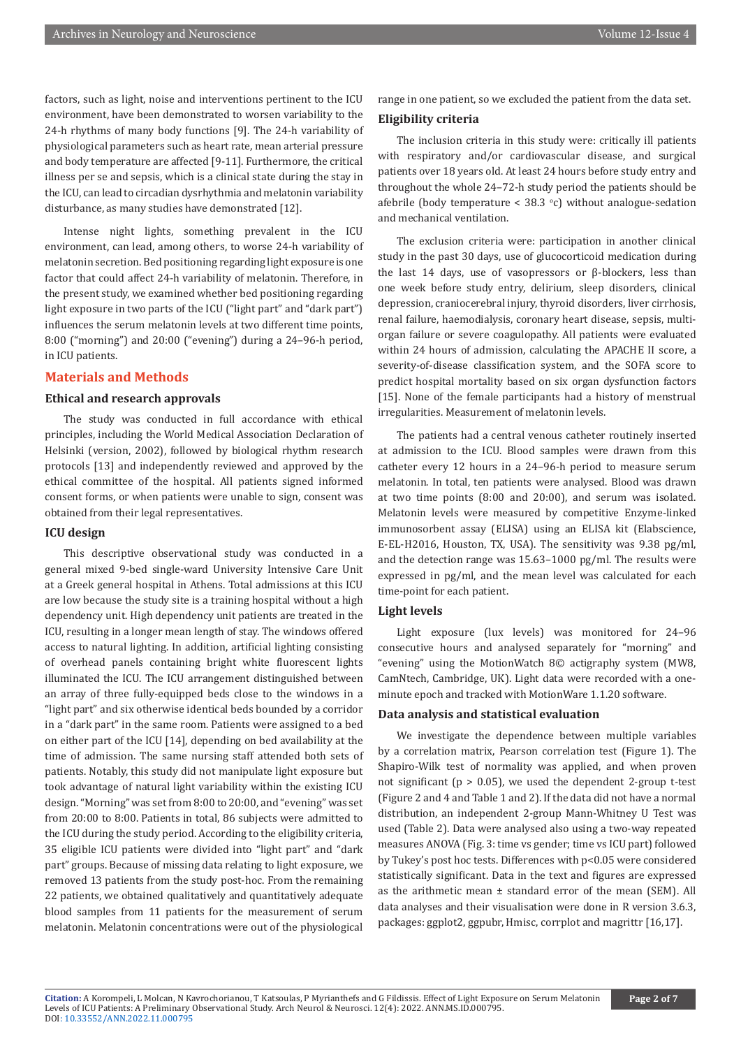factors, such as light, noise and interventions pertinent to the ICU environment, have been demonstrated to worsen variability to the 24-h rhythms of many body functions [9]. The 24-h variability of physiological parameters such as heart rate, mean arterial pressure and body temperature are affected [9-11]. Furthermore, the critical illness per se and sepsis, which is a clinical state during the stay in the ICU, can lead to circadian dysrhythmia and melatonin variability disturbance, as many studies have demonstrated [12].

Intense night lights, something prevalent in the ICU environment, can lead, among others, to worse 24-h variability of melatonin secretion. Bed positioning regarding light exposure is one factor that could affect 24-h variability of melatonin. Therefore, in the present study, we examined whether bed positioning regarding light exposure in two parts of the ICU ("light part" and "dark part") influences the serum melatonin levels at two different time points, 8:00 ("morning") and 20:00 ("evening") during a 24–96-h period, in ICU patients.

## Materials and Methods

### Ethical and research approvals

The study was conducted in full accordance with ethical principles, including the World Medical Association Declaration of Helsinki (version, 2002), followed by biological rhythm research protocols [13] and independently reviewed and approved by the ethical committee of the hospital. All patients signed informed consent forms, or when patients were unable to sign, consent was obtained from their legal representatives.

### ICU design

This descriptive observational study was conducted in a general mixed 9-bed single-ward University Intensive Care Unit at a Greek general hospital in Athens. Total admissions at this ICU are low because the study site is a training hospital without a high dependency unit. High dependency unit patients are treated in the ICU, resulting in a longer mean length of stay. The windows offered access to natural lighting. In addition, artificial lighting consisting of overhead panels containing bright white fluorescent lights illuminated the ICU. The ICU arrangement distinguished between an array of three fully-equipped beds close to the windows in a "light part" and six otherwise identical beds bounded by a corridor in a "dark part" in the same room. Patients were assigned to a bed on either part of the ICU [14], depending on bed availability at the time of admission. The same nursing staff attended both sets of patients. Notably, this study did not manipulate light exposure but took advantage of natural light variability within the existing ICU design. "Morning" was set from 8:00 to 20:00, and "evening" was set from 20:00 to 8:00. Patients in total, 86 subjects were admitted to the ICU during the study period. According to the eligibility criteria, 35 eligible ICU patients were divided into "light part" and "dark part" groups. Because of missing data relating to light exposure, we removed 13 patients from the study post-hoc. From the remaining 22 patients, we obtained qualitatively and quantitatively adequate blood samples from 11 patients for the measurement of serum melatonin. Melatonin concentrations were out of the physiological range in one patient, so we excluded the patient from the data set.

### Eligibility criteria

The inclusion criteria in this study were: critically ill patients with respiratory and/or cardiovascular disease, and surgical patients over 18 years old. At least 24 hours before study entry and throughout the whole 24–72-h study period the patients should be afebrile (body temperature < 38.3 °c) without analogue-sedation and mechanical ventilation.

The exclusion criteria were: participation in another clinical study in the past 30 days, use of glucocorticoid medication during the last 14 days, use of vasopressors or β-blockers, less than one week before study entry, delirium, sleep disorders, clinical depression, craniocerebral injury, thyroid disorders, liver cirrhosis, renal failure, haemodialysis, coronary heart disease, sepsis, multi-organ failure or severe coagulopathy. All patients were evaluated within 24 hours of admission, calculating the APACHE II score, a severity-of-disease classification system, and the SOFA score to predict hospital mortality based on six organ dysfunction factors [15]. None of the female participants had a history of menstrual irregularities. Measurement of melatonin levels.

The patients had a central venous catheter routinely inserted at admission to the ICU. Blood samples were drawn from this catheter every 12 hours in a 24–96-h period to measure serum melatonin. In total, ten patients were analysed. Blood was drawn at two time points (8:00 and 20:00), and serum was isolated. Melatonin levels were measured by competitive Enzyme-linked immunosorbent assay (ELISA) using an ELISA kit (Elabscience, E-EL-H2016, Houston, TX, USA). The sensitivity was 9.38 pg/ml, and the detection range was 15.63–1000 pg/ml. The results were expressed in pg/ml, and the mean level was calculated for each time-point for each patient.

### Light levels

Light exposure (lux levels) was monitored for 24–96 consecutive hours and analysed separately for "morning" and "evening" using the MotionWatch 8© actigraphy system (MW8, CamNtech, Cambridge, UK). Light data were recorded with a one-minute epoch and tracked with MotionWare 1.1.20 software.

### Data analysis and statistical evaluation

We investigate the dependence between multiple variables by a correlation matrix, Pearson correlation test (Figure 1). The Shapiro-Wilk test of normality was applied, and when proven not significant ($p > 0.05$), we used the dependent 2-group t-test (Figure 2 and 4 and Table 1 and 2). If the data did not have a normal distribution, an independent 2-group Mann-Whitney U Test was used (Table 2). Data were analysed also using a two-way repeated measures ANOVA (Fig. 3: time vs gender; time vs ICU part) followed by Tukey's post hoc tests. Differences with $p<0.05$ were considered statistically significant. Data in the text and figures are expressed as the arithmetic mean ± standard error of the mean (SEM). All data analyses and their visualisation were done in R version 3.6.3, packages: ggplot2, ggpubr, Hmisc, corrplot and magrittr [16,17].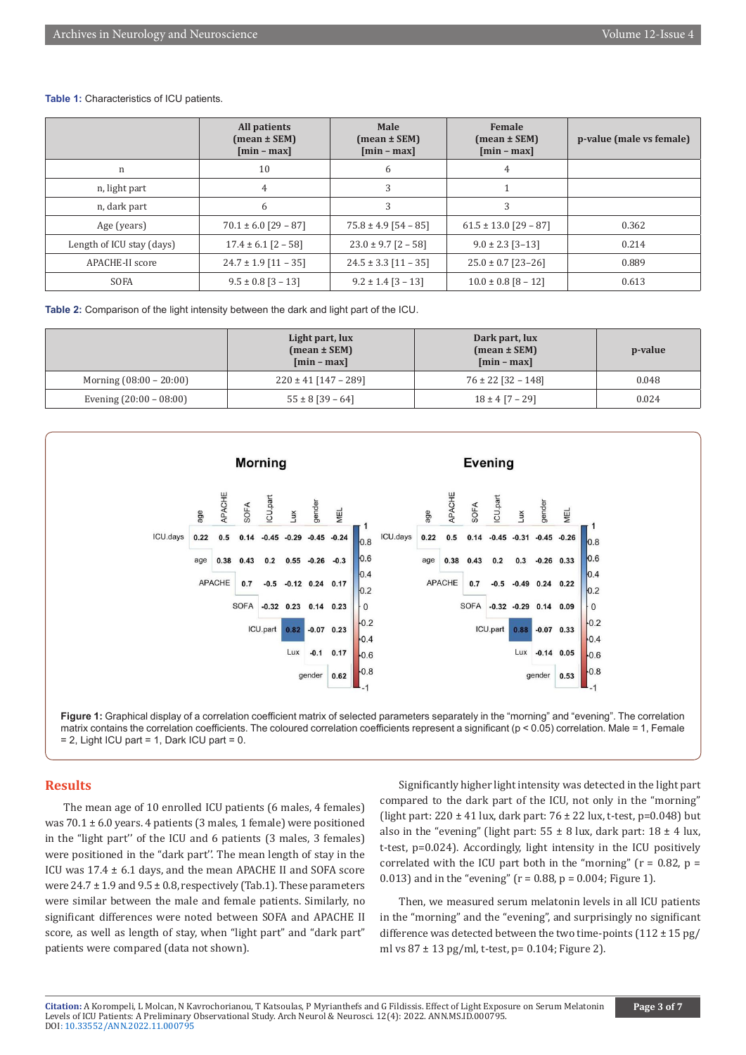**Table 1:** Characteristics of ICU patients.

| | All patients (mean ± SEM) [min – max] | Male (mean ± SEM) [min – max] | Female (mean ± SEM) [min – max] | p-value (male vs female) |
|---|---|---|---|---|
| n | 10 | 6 | 4 | |
| n, light part | 4 | 3 | 1 | |
| n, dark part | 6 | 3 | 3 | |
| Age (years) | 70.1 ± 6.0 [29 – 87] | 75.8 ± 4.9 [54 – 85] | 61.5 ± 13.0 [29 – 87] | 0.362 |
| Length of ICU stay (days) | 17.4 ± 6.1 [2 – 58] | 23.0 ± 9.7 [2 – 58] | 9.0 ± 2.3 [3–13] | 0.214 |
| APACHE-II score | 24.7 ± 1.9 [11 – 35] | 24.5 ± 3.3 [11 – 35] | 25.0 ± 0.7 [23–26] | 0.889 |
| SOFA | 9.5 ± 0.8 [3 – 13] | 9.2 ± 1.4 [3 – 13] | 10.0 ± 0.8 [8 – 12] | 0.613 |

**Table 2:** Comparison of the light intensity between the dark and light part of the ICU.

| | Light part, lux (mean ± SEM) [min – max] | Dark part, lux (mean ± SEM) [min – max] | p-value |
|---|---|---|---|
| Morning (08:00 – 20:00) | 220 ± 41 [147 – 289] | 76 ± 22 [32 – 148] | 0.048 |
| Evening (20:00 – 08:00) | 55 ± 8 [39 – 64] | 18 ± 4 [7 – 29] | 0.024 |

**Figure 1:** Graphical display of a correlation coefficient matrix of selected parameters separately in the "morning" and "evening". The correlation matrix contains the correlation coefficients. The coloured correlation coefficients represent a significant ($p < 0.05$) correlation. Male = 1, Female = 2, Light ICU part = 1, Dark ICU part = 0.

## Results

The mean age of 10 enrolled ICU patients (6 males, 4 females) was 70.1 ± 6.0 years. 4 patients (3 males, 1 female) were positioned in the "light part" of the ICU and 6 patients (3 males, 3 females) were positioned in the "dark part". The mean length of stay in the ICU was 17.4 ± 6.1 days, and the mean APACHE II and SOFA score were 24.7 ± 1.9 and 9.5 ± 0.8, respectively (Tab.1). These parameters were similar between the male and female patients. Similarly, no significant differences were noted between SOFA and APACHE II score, as well as length of stay, when "light part" and "dark part" patients were compared (data not shown).

Significantly higher light intensity was detected in the light part compared to the dark part of the ICU, not only in the "morning" (light part: 220 ± 41 lux, dark part: 76 ± 22 lux, t-test, p=0.048) but also in the "evening" (light part: 55 ± 8 lux, dark part: 18 ± 4 lux, t-test, p=0.024). Accordingly, light intensity in the ICU positively correlated with the ICU part both in the "morning" (r = 0.82, p = 0.013) and in the "evening" (r = 0.88, p = 0.004; Figure 1).

Then, we measured serum melatonin levels in all ICU patients in the "morning" and the "evening", and surprisingly no significant difference was detected between the two time-points (112 ± 15 pg/ml vs 87 ± 13 pg/ml, t-test, p= 0.104; Figure 2).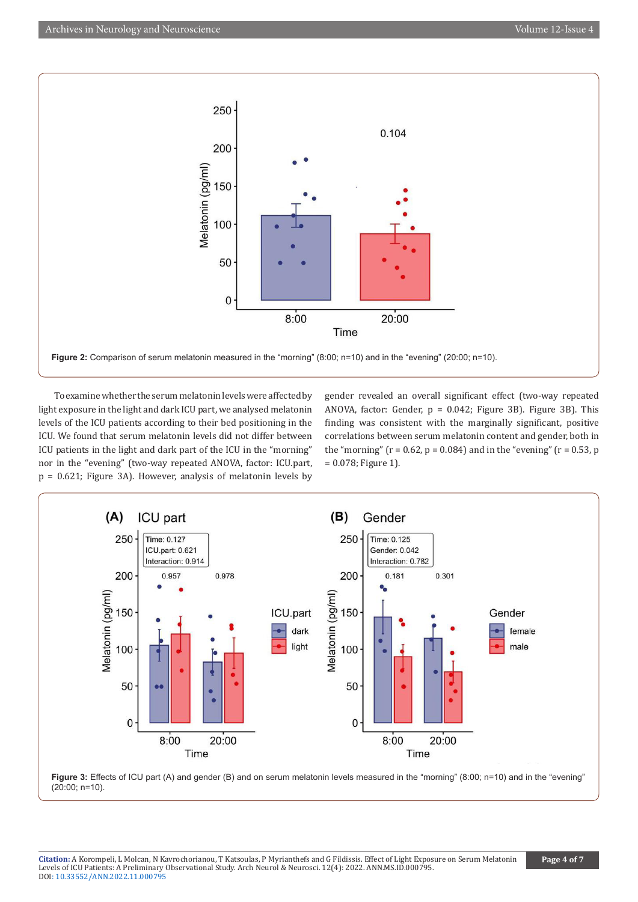Figure 2: Comparison of serum melatonin measured in the “morning” (8:00; n=10) and in the “evening” (20:00; n=10).

To examine whether the serum melatonin levels were affected by light exposure in the light and dark ICU part, we analysed melatonin levels of the ICU patients according to their bed positioning in the ICU. We found that serum melatonin levels did not differ between ICU patients in the light and dark part of the ICU in the “morning” nor in the “evening” (two-way repeated ANOVA, factor: ICU.part, p = 0.621; Figure 3A). However, analysis of melatonin levels by gender revealed an overall significant effect (two-way repeated ANOVA, factor: Gender, p = 0.042; Figure 3B). Figure 3B). This finding was consistent with the marginally significant, positive correlations between serum melatonin content and gender, both in the “morning” (r = 0.62, p = 0.084) and in the “evening” (r = 0.53, p = 0.078; Figure 1).

Figure 3: Effects of ICU part (A) and gender (B) and on serum melatonin levels measured in the “morning” (8:00; n=10) and in the “evening” (20:00; n=10).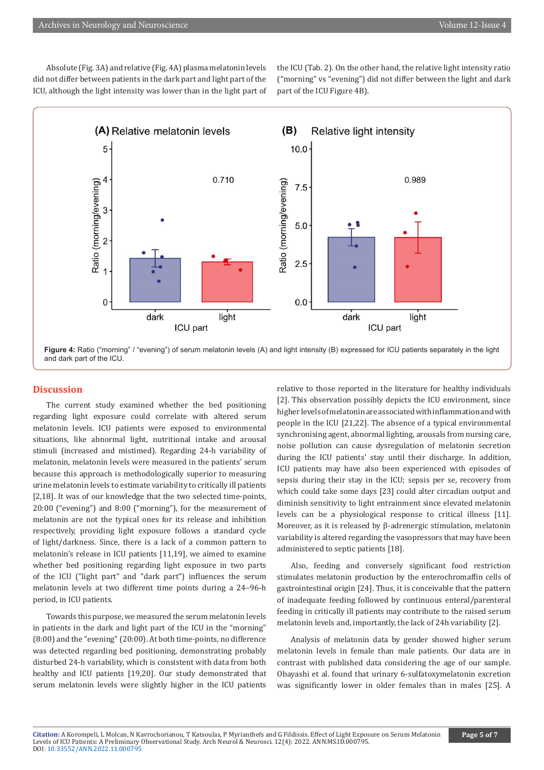Absolute (Fig. 3A) and relative (Fig. 4A) plasma melatonin levels did not differ between patients in the dark part and light part of the ICU, although the light intensity was lower than in the light part of the ICU (Tab. 2). On the other hand, the relative light intensity ratio ("morning" vs "evening") did not differ between the light and dark part of the ICU Figure 4B).

**Figure 4:** Ratio ("morning" / "evening") of serum melatonin levels (A) and light intensity (B) expressed for ICU patients separately in the light and dark part of the ICU.

## Discussion

The current study examined whether the bed positioning regarding light exposure could correlate with altered serum melatonin levels. ICU patients were exposed to environmental situations, like abnormal light, nutritional intake and arousal stimuli (increased and mistimed). Regarding 24-h variability of melatonin, melatonin levels were measured in the patients' serum because this approach is methodologically superior to measuring urine melatonin levels to estimate variability to critically ill patients [2,18]. It was of our knowledge that the two selected time-points, 20:00 ("evening") and 8:00 ("morning"), for the measurement of melatonin are not the typical ones for its release and inhibition respectively, providing light exposure follows a standard cycle of light/darkness. Since, there is a lack of a common pattern to melatonin's release in ICU patients [11,19], we aimed to examine whether bed positioning regarding light exposure in two parts of the ICU ("light part" and "dark part") influences the serum melatonin levels at two different time points during a 24–96-h period, in ICU patients.

Towards this purpose, we measured the serum melatonin levels in patients in the dark and light part of the ICU in the "morning" (8:00) and the "evening" (20:00). At both time-points, no difference was detected regarding bed positioning, demonstrating probably disturbed 24-h variability, which is consistent with data from both healthy and ICU patients [19,20]. Our study demonstrated that serum melatonin levels were slightly higher in the ICU patients relative to those reported in the literature for healthy individuals [2]. This observation possibly depicts the ICU environment, since higher levels of melatonin are associated with inflammation and with people in the ICU [21,22]. The absence of a typical environmental synchronising agent, abnormal lighting, arousals from nursing care, noise pollution can cause dysregulation of melatonin secretion during the ICU patients' stay until their discharge. In addition, ICU patients may have also been experienced with episodes of sepsis during their stay in the ICU; sepsis per se, recovery from which could take some days [23] could alter circadian output and diminish sensitivity to light entrainment since elevated melatonin levels can be a physiological response to critical illness [11]. Moreover, as it is released by β-adrenergic stimulation, melatonin variability is altered regarding the vasopressors that may have been administered to septic patients [18].

Also, feeding and conversely significant food restriction stimulates melatonin production by the enterochromaffin cells of gastrointestinal origin [24]. Thus, it is conceivable that the pattern of inadequate feeding followed by continuous enteral/parenteral feeding in critically ill patients may contribute to the raised serum melatonin levels and, importantly, the lack of 24h variability [2].

Analysis of melatonin data by gender showed higher serum melatonin levels in female than male patients. Our data are in contrast with published data considering the age of our sample. Obayashi et al. found that urinary 6-sulfatoxymelatonin excretion was significantly lower in older females than in males [25]. A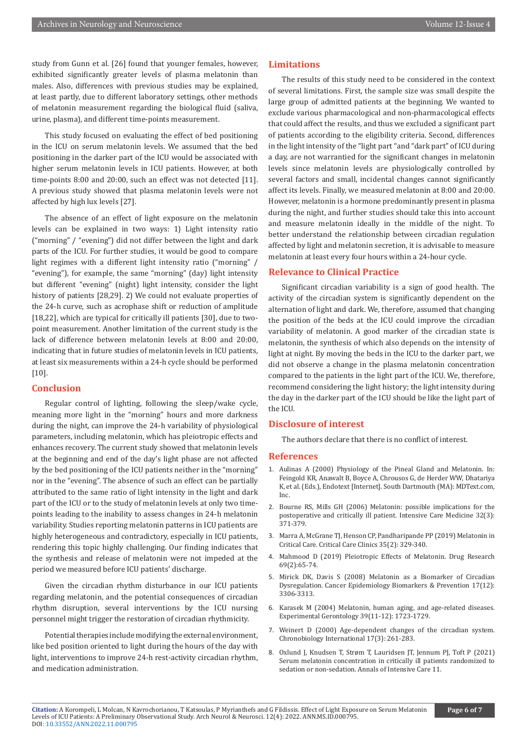study from Gunn et al. [26] found that younger females, however, exhibited significantly greater levels of plasma melatonin than males. Also, differences with previous studies may be explained, at least partly, due to different laboratory settings, other methods of melatonin measurement regarding the biological fluid (saliva, urine, plasma), and different time-points measurement.

This study focused on evaluating the effect of bed positioning in the ICU on serum melatonin levels. We assumed that the bed positioning in the darker part of the ICU would be associated with higher serum melatonin levels in ICU patients. However, at both time-points 8:00 and 20:00, such an effect was not detected [11]. A previous study showed that plasma melatonin levels were not affected by high lux levels [27].

The absence of an effect of light exposure on the melatonin levels can be explained in two ways: 1) Light intensity ratio ("morning" / "evening") did not differ between the light and dark parts of the ICU. For further studies, it would be good to compare light regimes with a different light intensity ratio ("morning" / "evening"), for example, the same "morning" (day) light intensity but different "evening" (night) light intensity, consider the light history of patients [28,29]. 2) We could not evaluate properties of the 24-h curve, such as acrophase shift or reduction of amplitude [18,22], which are typical for critically ill patients [30], due to two-point measurement. Another limitation of the current study is the lack of difference between melatonin levels at 8:00 and 20:00, indicating that in future studies of melatonin levels in ICU patients, at least six measurements within a 24-h cycle should be performed [10].

## Conclusion

Regular control of lighting, following the sleep/wake cycle, meaning more light in the "morning" hours and more darkness during the night, can improve the 24-h variability of physiological parameters, including melatonin, which has pleiotropic effects and enhances recovery. The current study showed that melatonin levels at the beginning and end of the day's light phase are not affected by the bed positioning of the ICU patients neither in the "morning" nor in the "evening". The absence of such an effect can be partially attributed to the same ratio of light intensity in the light and dark part of the ICU or to the study of melatonin levels at only two time-points leading to the inability to assess changes in 24-h melatonin variability. Studies reporting melatonin patterns in ICU patients are highly heterogeneous and contradictory, especially in ICU patients, rendering this topic highly challenging. Our finding indicates that the synthesis and release of melatonin were not impeded at the period we measured before ICU patients' discharge.

Given the circadian rhythm disturbance in our ICU patients regarding melatonin, and the potential consequences of circadian rhythm disruption, several interventions by the ICU nursing personnel might trigger the restoration of circadian rhythmicity.

Potential therapies include modifying the external environment, like bed position oriented to light during the hours of the day with light, interventions to improve 24-h rest-activity circadian rhythm, and medication administration.

## Limitations

The results of this study need to be considered in the context of several limitations. First, the sample size was small despite the large group of admitted patients at the beginning. We wanted to exclude various pharmacological and non-pharmacological effects that could affect the results, and thus we excluded a significant part of patients according to the eligibility criteria. Second, differences in the light intensity of the "light part "and "dark part" of ICU during a day, are not warranted for the significant changes in melatonin levels since melatonin levels are physiologically controlled by several factors and small, incidental changes cannot significantly affect its levels. Finally, we measured melatonin at 8:00 and 20:00. However, melatonin is a hormone predominantly present in plasma during the night, and further studies should take this into account and measure melatonin ideally in the middle of the night. To better understand the relationship between circadian regulation affected by light and melatonin secretion, it is advisable to measure melatonin at least every four hours within a 24-hour cycle.

## Relevance to Clinical Practice

Significant circadian variability is a sign of good health. The activity of the circadian system is significantly dependent on the alternation of light and dark. We, therefore, assumed that changing the position of the beds at the ICU could improve the circadian variability of melatonin. A good marker of the circadian state is melatonin, the synthesis of which also depends on the intensity of light at night. By moving the beds in the ICU to the darker part, we did not observe a change in the plasma melatonin concentration compared to the patients in the light part of the ICU. We, therefore, recommend considering the light history; the light intensity during the day in the darker part of the ICU should be like the light part of the ICU.

## Disclosure of interest

The authors declare that there is no conflict of interest.

## References

1. Aulinas A (2000) Physiology of the Pineal Gland and Melatonin. In: Feingold KR, Anawalt B, Boyce A, Chrousos G, de Herder WW, Dhatariya K, et al. (Eds.), Endotext [Internet]. South Dartmouth (MA): MDText.com, Inc.
2. Bourne RS, Mills GH (2006) Melatonin: possible implications for the postoperative and critically ill patient. Intensive Care Medicine 32(3): 371-379.
3. Marra A, McGrane TJ, Henson CP, Pandharipande PP (2019) Melatonin in Critical Care. Critical Care Clinics 35(2): 329-340.
4. Mahmood D (2019) Pleiotropic Effects of Melatonin. Drug Research 69(2):65-74.
5. Mirick DK, Davis S (2008) Melatonin as a Biomarker of Circadian Dysregulation. Cancer Epidemiology Biomarkers & Prevention 17(12): 3306-3313.
6. Karasek M (2004) Melatonin, human aging, and age-related diseases. Experimental Gerontology 39(11-12): 1723-1729.
7. Weinert D (2000) Age-dependent changes of the circadian system. Chronobiology International 17(3): 261-283.
8. Oxlund J, Knudsen T, Strøm T, Lauridsen JT, Jennum PJ, Toft P (2021) Serum melatonin concentration in critically ill patients randomized to sedation or non-sedation. Annals of Intensive Care 11.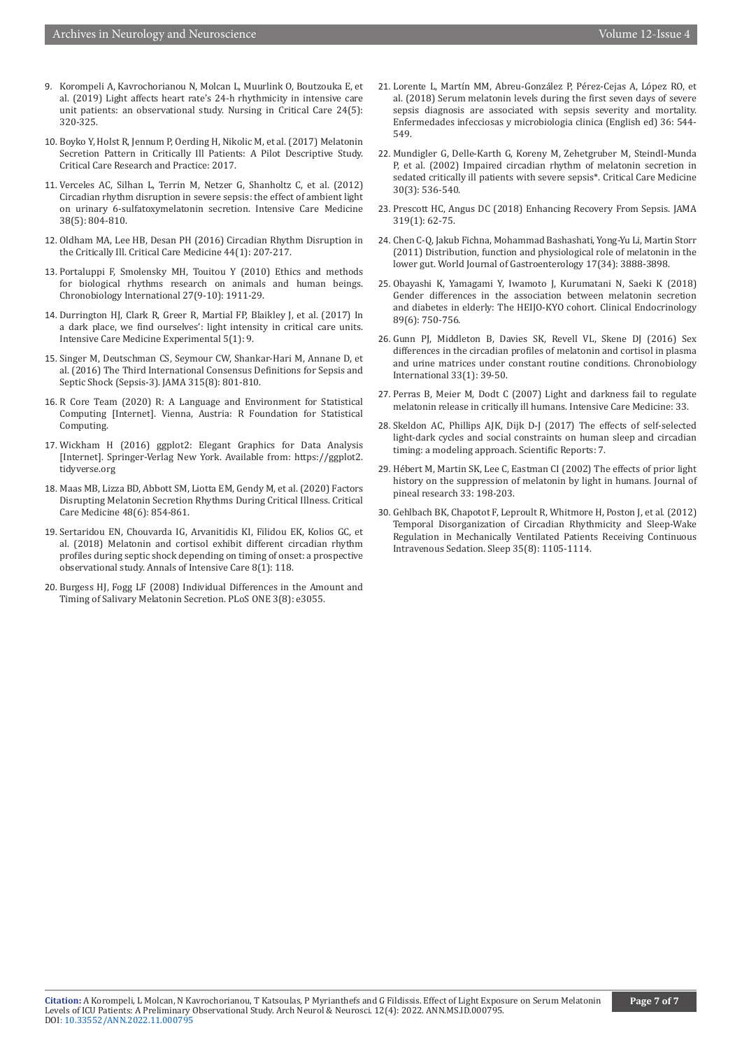9. Korompeli A, Kavrochorianou N, Molcan L, Muurlink O, Boutzouka E, et al. (2019) Light affects heart rate's 24-h rhythmicity in intensive care unit patients: an observational study. Nursing in Critical Care 24(5): 320-325.

10. Boyko Y, Holst R, Jennum P, Oerding H, Nikolic M, et al. (2017) Melatonin Secretion Pattern in Critically Ill Patients: A Pilot Descriptive Study. Critical Care Research and Practice: 2017.

11. Verceles AC, Silhan L, Terrin M, Netzer G, Shanholtz C, et al. (2012) Circadian rhythm disruption in severe sepsis: the effect of ambient light on urinary 6-sulfatoxymelatonin secretion. Intensive Care Medicine 38(5): 804-810.

12. Oldham MA, Lee HB, Desan PH (2016) Circadian Rhythm Disruption in the Critically Ill. Critical Care Medicine 44(1): 207-217.

13. Portaluppi F, Smolensky MH, Touitou Y (2010) Ethics and methods for biological rhythms research on animals and human beings. Chronobiology International 27(9-10): 1911-29.

14. Durrington HJ, Clark R, Greer R, Martial FP, Blaikley J, et al. (2017) In a dark place, we find ourselves': light intensity in critical care units. Intensive Care Medicine Experimental 5(1): 9.

15. Singer M, Deutschman CS, Seymour CW, Shankar-Hari M, Annane D, et al. (2016) The Third International Consensus Definitions for Sepsis and Septic Shock (Sepsis-3). JAMA 315(8): 801-810.

16. R Core Team (2020) R: A Language and Environment for Statistical Computing [Internet]. Vienna, Austria: R Foundation for Statistical Computing.

17. Wickham H (2016) ggplot2: Elegant Graphics for Data Analysis [Internet]. Springer-Verlag New York. Available from: https://ggplot2.tidyverse.org

18. Maas MB, Lizza BD, Abbott SM, Liotta EM, Gendy M, et al. (2020) Factors Disrupting Melatonin Secretion Rhythms During Critical Illness. Critical Care Medicine 48(6): 854-861.

19. Sertaridou EN, Chouvarda IG, Arvanitidis KI, Filidou EK, Kolios GC, et al. (2018) Melatonin and cortisol exhibit different circadian rhythm profiles during septic shock depending on timing of onset: a prospective observational study. Annals of Intensive Care 8(1): 118.

20. Burgess HJ, Fogg LF (2008) Individual Differences in the Amount and Timing of Salivary Melatonin Secretion. PLoS ONE 3(8): e3055.

21. Lorente L, Martín MM, Abreu-González P, Pérez-Cejas A, López RO, et al. (2018) Serum melatonin levels during the first seven days of severe sepsis diagnosis are associated with sepsis severity and mortality. Enfermedades infecciosas y microbiologia clinica (English ed) 36: 544-549.

22. Mundigler G, Delle-Karth G, Koreny M, Zehetgruber M, Steindl-Munda P, et al. (2002) Impaired circadian rhythm of melatonin secretion in sedated critically ill patients with severe sepsis*. Critical Care Medicine 30(3): 536-540.

23. Prescott HC, Angus DC (2018) Enhancing Recovery From Sepsis. JAMA 319(1): 62-75.

24. Chen C-Q, Jakub Fichna, Mohammad Bashashati, Yong-Yu Li, Martin Storr (2011) Distribution, function and physiological role of melatonin in the lower gut. World Journal of Gastroenterology 17(34): 3888-3898.

25. Obayashi K, Yamagami Y, Iwamoto J, Kurumatani N, Saeki K (2018) Gender differences in the association between melatonin secretion and diabetes in elderly: The HEIJO-KYO cohort. Clinical Endocrinology 89(6): 750-756.

26. Gunn PJ, Middleton B, Davies SK, Revell VL, Skene DJ (2016) Sex differences in the circadian profiles of melatonin and cortisol in plasma and urine matrices under constant routine conditions. Chronobiology International 33(1): 39-50.

27. Perras B, Meier M, Dodt C (2007) Light and darkness fail to regulate melatonin release in critically ill humans. Intensive Care Medicine: 33.

28. Skeldon AC, Phillips AJK, Dijk D-J (2017) The effects of self-selected light-dark cycles and social constraints on human sleep and circadian timing: a modeling approach. Scientific Reports: 7.

29. Hébert M, Martin SK, Lee C, Eastman CI (2002) The effects of prior light history on the suppression of melatonin by light in humans. Journal of pineal research 33: 198-203.

30. Gehlbach BK, Chapotot F, Leproult R, Whitmore H, Poston J, et al. (2012) Temporal Disorganization of Circadian Rhythmicity and Sleep-Wake Regulation in Mechanically Ventilated Patients Receiving Continuous Intravenous Sedation. Sleep 35(8): 1105-1114.